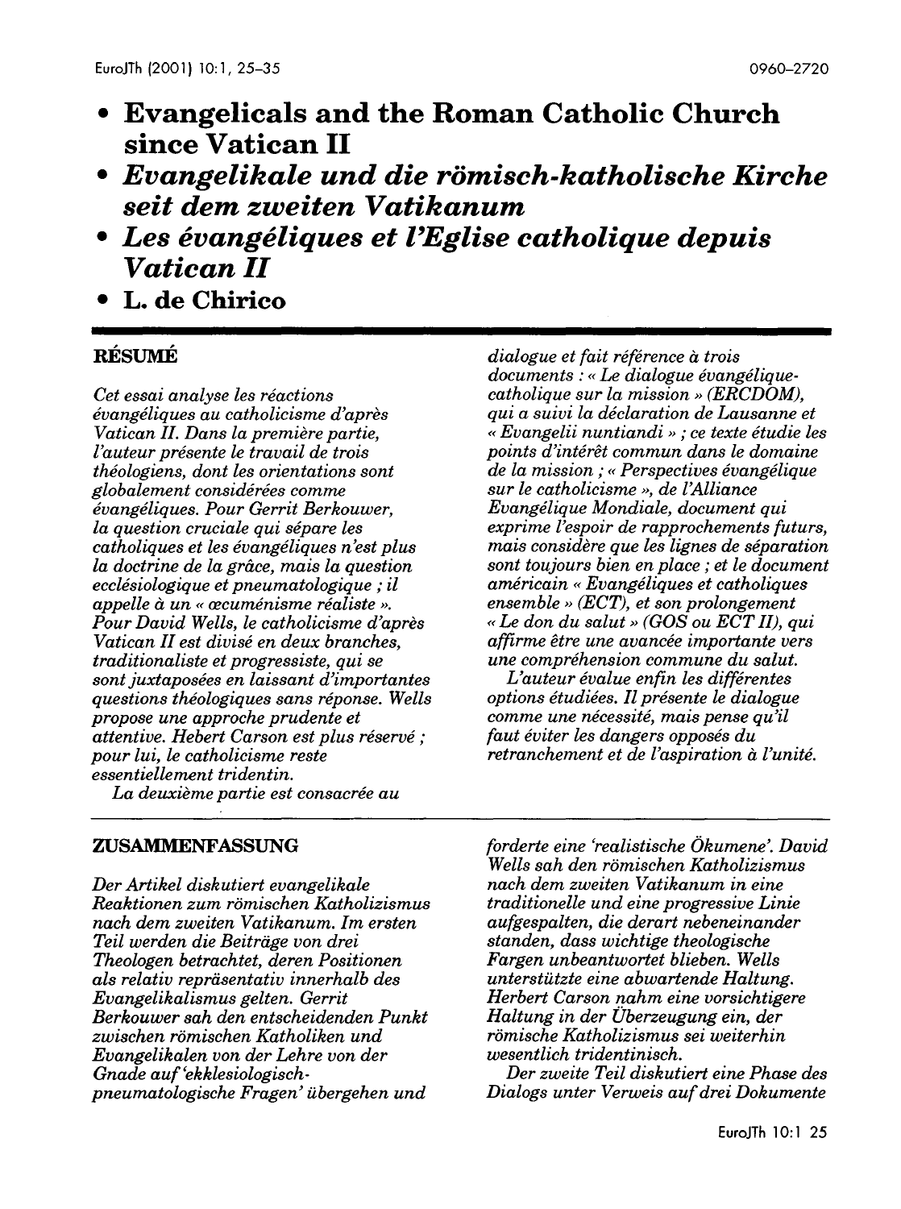# Evangelicals and the Roman Catholic Church since Vatican II

# *Evangelikale und die römisch-katholische Kirche seit dem zweiten Vatikanum*

# *Les évangéliques et l'Eglise catholique depuis Vatican II*

**L. de Chirico**

## RÉSUMÉ

*Cet essai analyse les réactions évangéliques au catholicisme d'après Vatican II. Dans la première partie, l'auteur présente le travail de trois théologiens, dont les orientations sont globalement considérées comme évangéliques. Pour Gerrit Berkouwer, la question cruciale qui sépare les catholiques et les évangéliques n'est plus la doctrine de la grâce, mais la question ecclésiologique et pneumatologique ; il appelle à un « œcuménisme réaliste ». Pour David Wells, le catholicisme d'après Vatican II est divisé en deux branches, traditionaliste et progressiste, qui se sont juxtaposées en laissant d'importantes questions théologiques sans réponse. Wells propose une approche prudente et attentive. Hebert Carson est plus réservé ; pour lui, le catholicisme reste essentiellement tridentin.*

*La deuxième partie est consacrée au dialogue et fait référence à trois documents : « Le dialogue évangélique-catholique sur la mission » (ERCDOM), qui a suivi la déclaration de Lausanne et « Evangelii nuntiandi » ; ce texte étudie les points d'intérêt commun dans le domaine de la mission ; « Perspectives évangélique sur le catholicisme », de l'Alliance Evangélique Mondiale, document qui exprime l'espoir de rapprochements futurs, mais considère que les lignes de séparation sont toujours bien en place ; et le document américain « Evangéliques et catholiques ensemble » (ECT), et son prolongement « Le don du salut » (GOS ou ECT II), qui affirme être une avancée importante vers une compréhension commune du salut.*

*L'auteur évalue enfin les différentes options étudiées. Il présente le dialogue comme une nécessité, mais pense qu'il faut éviter les dangers opposés du retranchement et de l'aspiration à l'unité.*

## ZUSAMMENFASSUNG

*Der Artikel diskutiert evangelikale Reaktionen zum römischen Katholizismus nach dem zweiten Vatikanum. Im ersten Teil werden die Beiträge von drei Theologen betrachtet, deren Positionen als relativ repräsentativ innerhalb des Evangelikalismus gelten. Gerrit Berkouwer sah den entscheidenden Punkt zwischen römischen Katholiken und Evangelikalen von der Lehre von der Gnade auf 'ekklesiologisch-pneumatologische Fragen' übergehen und forderte eine 'realistische Ökumene'. David Wells sah den römischen Katholizismus nach dem zweiten Vatikanum in eine traditionelle und eine progressive Linie aufgespalten, die derart nebeneinander standen, dass wichtige theologische Fargen unbeantwortet blieben. Wells unterstützte eine abwartende Haltung. Herbert Carson nahm eine vorsichtigere Haltung in der Überzeugung ein, der römische Katholizismus sei weiterhin wesentlich tridentinisch.*

*Der zweite Teil diskutiert eine Phase des Dialogs unter Verweis auf drei Dokumente*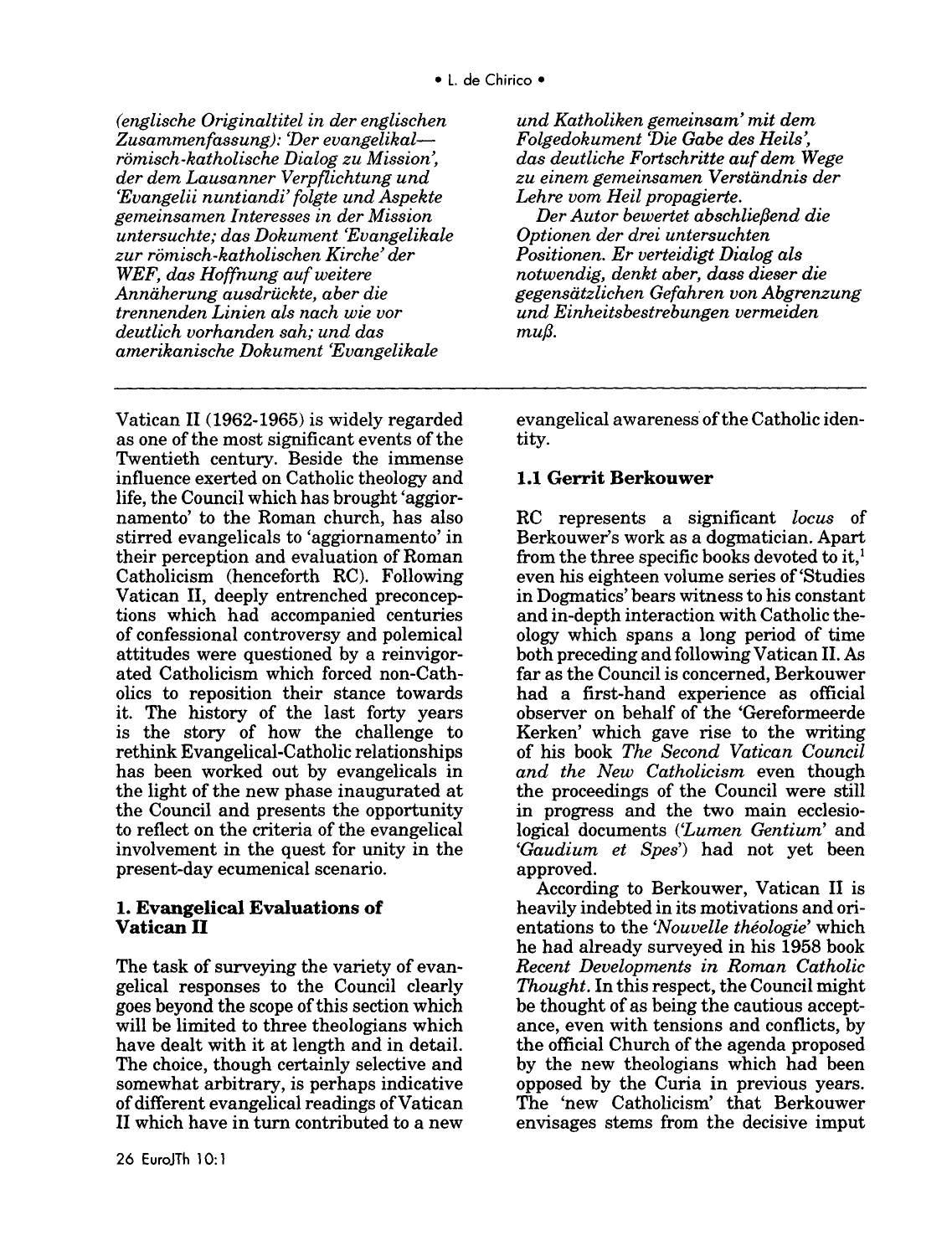*(englische Originaltitel in der englischen Zusammenfassung): 'Der evangelikal—römisch-katholische Dialog zu Mission', der dem Lausanner Verpflichtung und 'Evangelii nuntiandi' folgte und Aspekte gemeinsamen Interesses in der Mission untersuchte; das Dokument 'Evangelikale zur römisch-katholischen Kirche' der WEF, das Hoffnung auf weitere Annäherung ausdrückte, aber die trennenden Linien als nach wie vor deutlich vorhanden sah; und das amerikanische Dokument 'Evangelikale und Katholiken gemeinsam' mit dem Folgedokument 'Die Gabe des Heils', das deutliche Fortschritte auf dem Wege zu einem gemeinsamen Verständnis der Lehre vom Heil propagierte.*

*Der Autor bewertet abschließend die Optionen der drei untersuchten Positionen. Er verteidigt Dialog als notwendig, denkt aber, dass dieser die gegensätzlichen Gefahren von Abgrenzung und Einheitsbestrebungen vermeiden muß.*

---

Vatican II (1962-1965) is widely regarded as one of the most significant events of the Twentieth century. Beside the immense influence exerted on Catholic theology and life, the Council which has brought 'aggiornamento' to the Roman church, has also stirred evangelicals to 'aggiornamento' in their perception and evaluation of Roman Catholicism (henceforth RC). Following Vatican II, deeply entrenched preconceptions which had accompanied centuries of confessional controversy and polemical attitudes were questioned by a reinvigorated Catholicism which forced non-Catholics to reposition their stance towards it. The history of the last forty years is the story of how the challenge to rethink Evangelical-Catholic relationships has been worked out by evangelicals in the light of the new phase inaugurated at the Council and presents the opportunity to reflect on the criteria of the evangelical involvement in the quest for unity in the present-day ecumenical scenario.

## 1. Evangelical Evaluations of Vatican II

The task of surveying the variety of evangelical responses to the Council clearly goes beyond the scope of this section which will be limited to three theologians which have dealt with it at length and in detail. The choice, though certainly selective and somewhat arbitrary, is perhaps indicative of different evangelical readings of Vatican II which have in turn contributed to a new evangelical awareness of the Catholic identity.

### 1.1 Gerrit Berkouwer

RC represents a significant *locus* of Berkouwer's work as a dogmatician. Apart from the three specific books devoted to it,[1] even his eighteen volume series of 'Studies in Dogmatics' bears witness to his constant and in-depth interaction with Catholic theology which spans a long period of time both preceding and following Vatican II. As far as the Council is concerned, Berkouwer had a first-hand experience as official observer on behalf of the 'Gereformeerde Kerken' which gave rise to the writing of his book *The Second Vatican Council and the New Catholicism* even though the proceedings of the Council were still in progress and the two main ecclesiological documents (*'Lumen Gentium'* and *'Gaudium et Spes'*) had not yet been approved.

According to Berkouwer, Vatican II is heavily indebted in its motivations and orientations to the *'Nouvelle théologie'* which he had already surveyed in his 1958 book *Recent Developments in Roman Catholic Thought*. In this respect, the Council might be thought of as being the cautious acceptance, even with tensions and conflicts, by the official Church of the agenda proposed by the new theologians which had been opposed by the Curia in previous years. The 'new Catholicism' that Berkouwer envisages stems from the decisive imput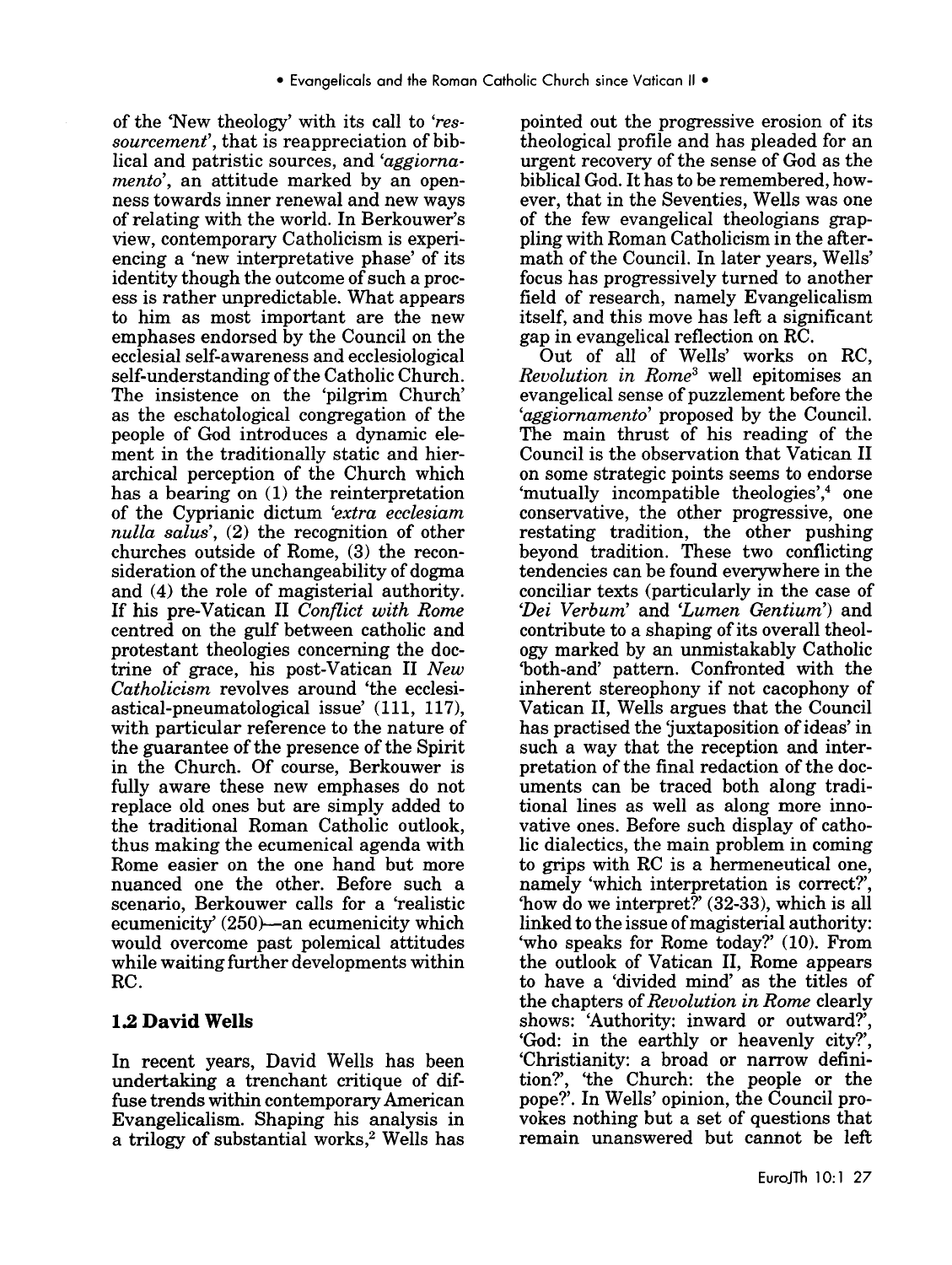of the 'New theology' with its call to '*ressourcement*', that is reappreciation of biblical and patristic sources, and '*aggiornamento*', an attitude marked by an openness towards inner renewal and new ways of relating with the world. In Berkouwer's view, contemporary Catholicism is experiencing a 'new interpretative phase' of its identity though the outcome of such a process is rather unpredictable. What appears to him as most important are the new emphases endorsed by the Council on the ecclesial self-awareness and ecclesiological self-understanding of the Catholic Church. The insistence on the 'pilgrim Church' as the eschatological congregation of the people of God introduces a dynamic element in the traditionally static and hierarchical perception of the Church which has a bearing on (1) the reinterpretation of the Cyprianic dictum '*extra ecclesiam nulla salus*', (2) the recognition of other churches outside of Rome, (3) the reconsideration of the unchangeability of dogma and (4) the role of magisterial authority. If his pre-Vatican II *Conflict with Rome* centred on the gulf between catholic and protestant theologies concerning the doctrine of grace, his post-Vatican II *New Catholicism* revolves around 'the ecclesiastical-pneumatological issue' (111, 117), with particular reference to the nature of the guarantee of the presence of the Spirit in the Church. Of course, Berkouwer is fully aware these new emphases do not replace old ones but are simply added to the traditional Roman Catholic outlook, thus making the ecumenical agenda with Rome easier on the one hand but more nuanced one the other. Before such a scenario, Berkouwer calls for a 'realistic ecumenicity' (250)—an ecumenicity which would overcome past polemical attitudes while waiting further developments within RC.

## 1.2 David Wells

In recent years, David Wells has been undertaking a trenchant critique of diffuse trends within contemporary American Evangelicalism. Shaping his analysis in a trilogy of substantial works,[2] Wells has pointed out the progressive erosion of its theological profile and has pleaded for an urgent recovery of the sense of God as the biblical God. It has to be remembered, however, that in the Seventies, Wells was one of the few evangelical theologians grappling with Roman Catholicism in the aftermath of the Council. In later years, Wells' focus has progressively turned to another field of research, namely Evangelicalism itself, and this move has left a significant gap in evangelical reflection on RC.

Out of all of Wells' works on RC, *Revolution in Rome*[3] well epitomises an evangelical sense of puzzlement before the '*aggiornamento*' proposed by the Council. The main thrust of his reading of the Council is the observation that Vatican II on some strategic points seems to endorse 'mutually incompatible theologies',[4] one conservative, the other progressive, one restating tradition, the other pushing beyond tradition. These two conflicting tendencies can be found everywhere in the conciliar texts (particularly in the case of '*Dei Verbum*' and '*Lumen Gentium*') and contribute to a shaping of its overall theology marked by an unmistakably Catholic 'both-and' pattern. Confronted with the inherent stereophony if not cacophony of Vatican II, Wells argues that the Council has practised the 'juxtaposition of ideas' in such a way that the reception and interpretation of the final redaction of the documents can be traced both along traditional lines as well as along more innovative ones. Before such display of catholic dialectics, the main problem in coming to grips with RC is a hermeneutical one, namely 'which interpretation is correct?', 'how do we interpret?' (32-33), which is all linked to the issue of magisterial authority: 'who speaks for Rome today?' (10). From the outlook of Vatican II, Rome appears to have a 'divided mind' as the titles of the chapters of *Revolution in Rome* clearly shows: 'Authority: inward or outward?', 'God: in the earthly or heavenly city?', 'Christianity: a broad or narrow definition?', 'the Church: the people or the pope?'. In Wells' opinion, the Council provokes nothing but a set of questions that remain unanswered but cannot be left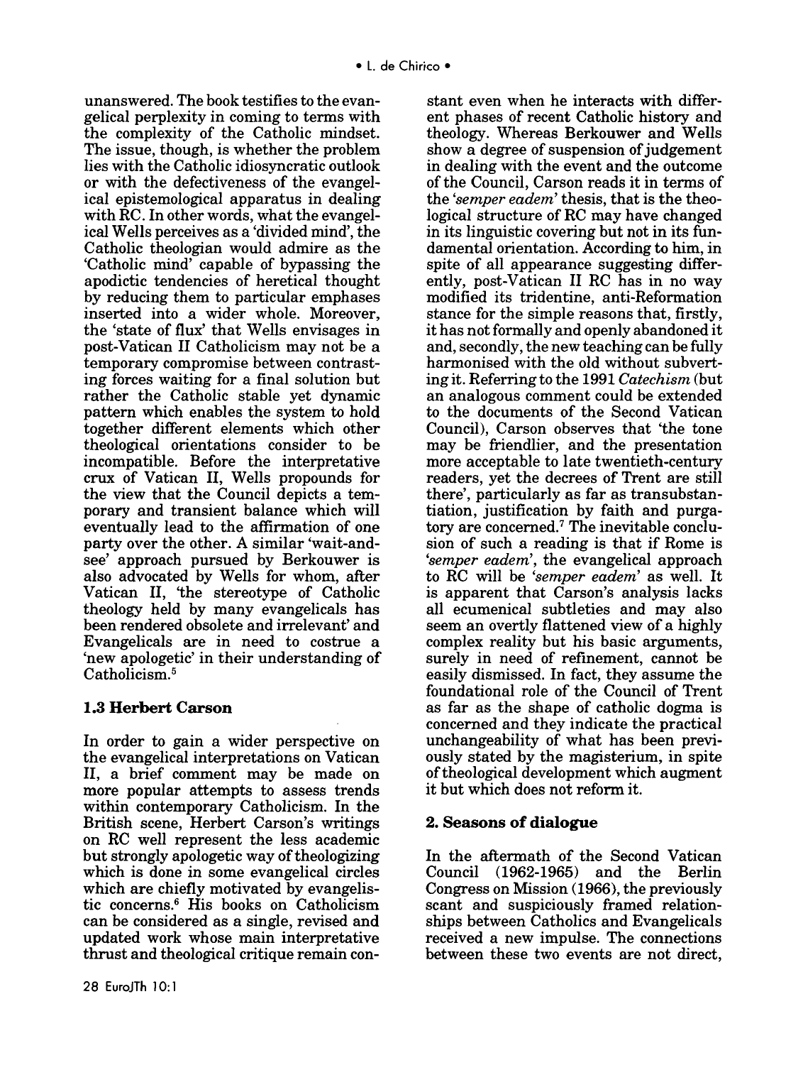unanswered. The book testifies to the evangelical perplexity in coming to terms with the complexity of the Catholic mindset. The issue, though, is whether the problem lies with the Catholic idiosyncratic outlook or with the defectiveness of the evangelical epistemological apparatus in dealing with RC. In other words, what the evangelical Wells perceives as a 'divided mind', the Catholic theologian would admire as the 'Catholic mind' capable of bypassing the apodictic tendencies of heretical thought by reducing them to particular emphases inserted into a wider whole. Moreover, the 'state of flux' that Wells envisages in post-Vatican II Catholicism may not be a temporary compromise between contrasting forces waiting for a final solution but rather the Catholic stable yet dynamic pattern which enables the system to hold together different elements which other theological orientations consider to be incompatible. Before the interpretative crux of Vatican II, Wells propounds for the view that the Council depicts a temporary and transient balance which will eventually lead to the affirmation of one party over the other. A similar 'wait-and-see' approach pursued by Berkouwer is also advocated by Wells for whom, after Vatican II, 'the stereotype of Catholic theology held by many evangelicals has been rendered obsolete and irrelevant' and Evangelicals are in need to costrue a 'new apologetic' in their understanding of Catholicism.[5]

### 1.3 Herbert Carson

In order to gain a wider perspective on the evangelical interpretations on Vatican II, a brief comment may be made on more popular attempts to assess trends within contemporary Catholicism. In the British scene, Herbert Carson's writings on RC well represent the less academic but strongly apologetic way of theologizing which is done in some evangelical circles which are chiefly motivated by evangelistic concerns.[6] His books on Catholicism can be considered as a single, revised and updated work whose main interpretative thrust and theological critique remain constant even when he interacts with different phases of recent Catholic history and theology. Whereas Berkouwer and Wells show a degree of suspension of judgement in dealing with the event and the outcome of the Council, Carson reads it in terms of the *'semper eadem'* thesis, that is the theological structure of RC may have changed in its linguistic covering but not in its fundamental orientation. According to him, in spite of all appearance suggesting differently, post-Vatican II RC has in no way modified its tridentine, anti-Reformation stance for the simple reasons that, firstly, it has not formally and openly abandoned it and, secondly, the new teaching can be fully harmonised with the old without subverting it. Referring to the 1991 *Catechism* (but an analogous comment could be extended to the documents of the Second Vatican Council), Carson observes that 'the tone may be friendlier, and the presentation more acceptable to late twentieth-century readers, yet the decrees of Trent are still there', particularly as far as transubstantiation, justification by faith and purgatory are concerned.[7] The inevitable conclusion of such a reading is that if Rome is *'semper eadem'*, the evangelical approach to RC will be *'semper eadem'* as well. It is apparent that Carson's analysis lacks all ecumenical subtleties and may also seem an overtly flattened view of a highly complex reality but his basic arguments, surely in need of refinement, cannot be easily dismissed. In fact, they assume the foundational role of the Council of Trent as far as the shape of catholic dogma is concerned and they indicate the practical unchangeability of what has been previously stated by the magisterium, in spite of theological development which augment it but which does not reform it.

## 2. Seasons of dialogue

In the aftermath of the Second Vatican Council (1962-1965) and the Berlin Congress on Mission (1966), the previously scant and suspiciously framed relationships between Catholics and Evangelicals received a new impulse. The connections between these two events are not direct,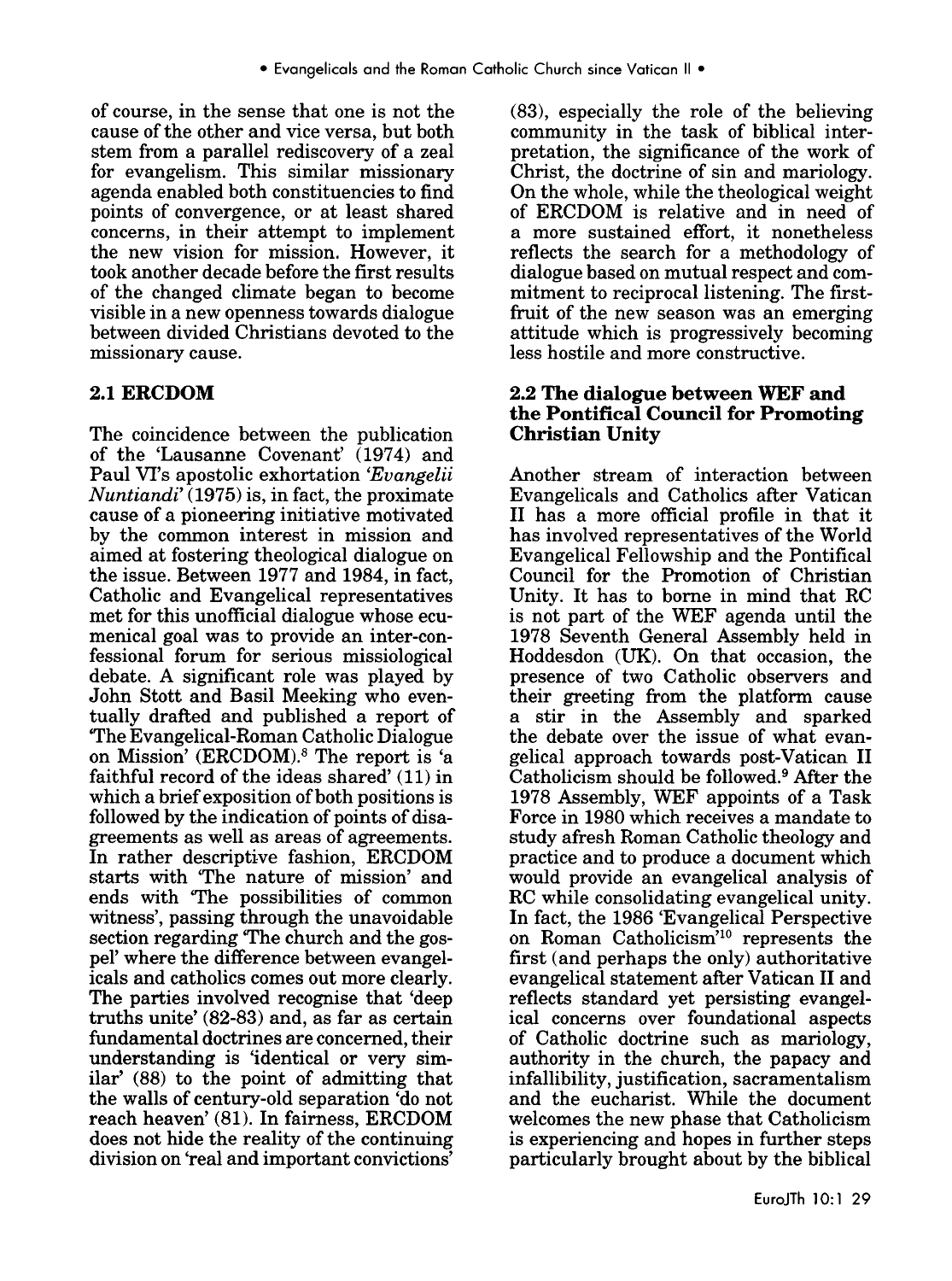of course, in the sense that one is not the cause of the other and vice versa, but both stem from a parallel rediscovery of a zeal for evangelism. This similar missionary agenda enabled both constituencies to find points of convergence, or at least shared concerns, in their attempt to implement the new vision for mission. However, it took another decade before the first results of the changed climate began to become visible in a new openness towards dialogue between divided Christians devoted to the missionary cause.

### 2.1 ERCDOM

The coincidence between the publication of the 'Lausanne Covenant' (1974) and Paul VI's apostolic exhortation *'Evangelii Nuntiandi'* (1975) is, in fact, the proximate cause of a pioneering initiative motivated by the common interest in mission and aimed at fostering theological dialogue on the issue. Between 1977 and 1984, in fact, Catholic and Evangelical representatives met for this unofficial dialogue whose ecumenical goal was to provide an inter-confessional forum for serious missiological debate. A significant role was played by John Stott and Basil Meeking who eventually drafted and published a report of 'The Evangelical-Roman Catholic Dialogue on Mission' (ERCDOM).[8] The report is 'a faithful record of the ideas shared' (11) in which a brief exposition of both positions is followed by the indication of points of disagreements as well as areas of agreements. In rather descriptive fashion, ERCDOM starts with 'The nature of mission' and ends with 'The possibilities of common witness', passing through the unavoidable section regarding 'The church and the gospel' where the difference between evangelicals and catholics comes out more clearly. The parties involved recognise that 'deep truths unite' (82-83) and, as far as certain fundamental doctrines are concerned, their understanding is 'identical or very similar' (88) to the point of admitting that the walls of century-old separation 'do not reach heaven' (81). In fairness, ERCDOM does not hide the reality of the continuing division on 'real and important convictions' (83), especially the role of the believing community in the task of biblical interpretation, the significance of the work of Christ, the doctrine of sin and mariology. On the whole, while the theological weight of ERCDOM is relative and in need of a more sustained effort, it nonetheless reflects the search for a methodology of dialogue based on mutual respect and commitment to reciprocal listening. The first-fruit of the new season was an emerging attitude which is progressively becoming less hostile and more constructive.

### 2.2 The dialogue between WEF and the Pontifical Council for Promoting Christian Unity

Another stream of interaction between Evangelicals and Catholics after Vatican II has a more official profile in that it has involved representatives of the World Evangelical Fellowship and the Pontifical Council for the Promotion of Christian Unity. It has to borne in mind that RC is not part of the WEF agenda until the 1978 Seventh General Assembly held in Hoddesdon (UK). On that occasion, the presence of two Catholic observers and their greeting from the platform cause a stir in the Assembly and sparked the debate over the issue of what evangelical approach towards post-Vatican II Catholicism should be followed.[9] After the 1978 Assembly, WEF appoints of a Task Force in 1980 which receives a mandate to study afresh Roman Catholic theology and practice and to produce a document which would provide an evangelical analysis of RC while consolidating evangelical unity. In fact, the 1986 'Evangelical Perspective on Roman Catholicism'[10] represents the first (and perhaps the only) authoritative evangelical statement after Vatican II and reflects standard yet persisting evangelical concerns over foundational aspects of Catholic doctrine such as mariology, authority in the church, the papacy and infallibility, justification, sacramentalism and the eucharist. While the document welcomes the new phase that Catholicism is experiencing and hopes in further steps particularly brought about by the biblical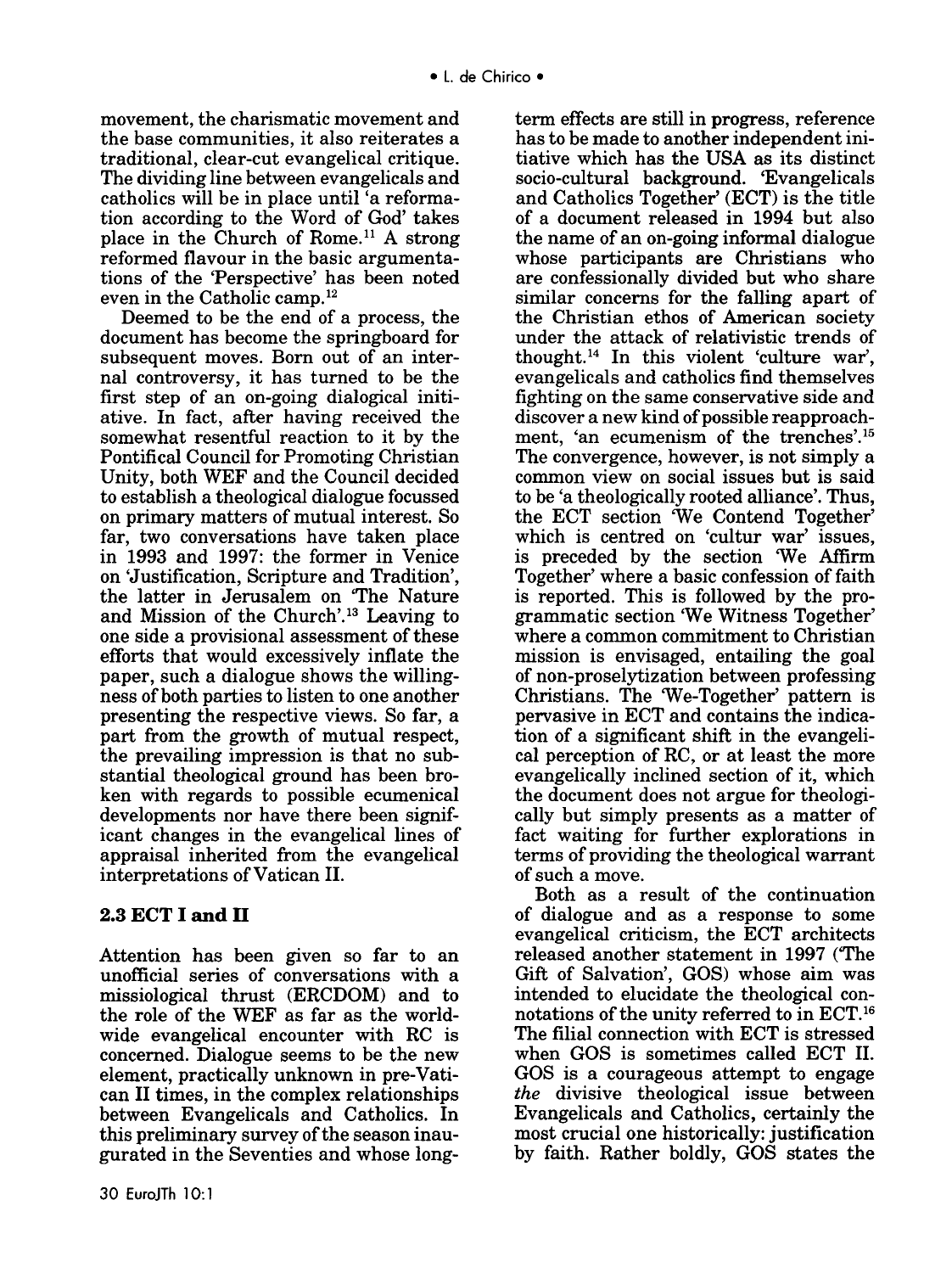movement, the charismatic movement and the base communities, it also reiterates a traditional, clear-cut evangelical critique. The dividing line between evangelicals and catholics will be in place until 'a reformation according to the Word of God' takes place in the Church of Rome.[11] A strong reformed flavour in the basic argumentations of the 'Perspective' has been noted even in the Catholic camp.[12]

Deemed to be the end of a process, the document has become the springboard for subsequent moves. Born out of an internal controversy, it has turned to be the first step of an on-going dialogical initiative. In fact, after having received the somewhat resentful reaction to it by the Pontifical Council for Promoting Christian Unity, both WEF and the Council decided to establish a theological dialogue focussed on primary matters of mutual interest. So far, two conversations have taken place in 1993 and 1997: the former in Venice on 'Justification, Scripture and Tradition', the latter in Jerusalem on 'The Nature and Mission of the Church'.[13] Leaving to one side a provisional assessment of these efforts that would excessively inflate the paper, such a dialogue shows the willingness of both parties to listen to one another presenting the respective views. So far, a part from the growth of mutual respect, the prevailing impression is that no substantial theological ground has been broken with regards to possible ecumenical developments nor have there been significant changes in the evangelical lines of appraisal inherited from the evangelical interpretations of Vatican II.

## 2.3 ECT I and II

Attention has been given so far to an unofficial series of conversations with a missiological thrust (ERCDOM) and to the role of the WEF as far as the worldwide evangelical encounter with RC is concerned. Dialogue seems to be the new element, practically unknown in pre-Vatican II times, in the complex relationships between Evangelicals and Catholics. In this preliminary survey of the season inaugurated in the Seventies and whose long-term effects are still in progress, reference has to be made to another independent initiative which has the USA as its distinct socio-cultural background. 'Evangelicals and Catholics Together' (ECT) is the title of a document released in 1994 but also the name of an on-going informal dialogue whose participants are Christians who are confessionally divided but who share similar concerns for the falling apart of the Christian ethos of American society under the attack of relativistic trends of thought.[14] In this violent 'culture war', evangelicals and catholics find themselves fighting on the same conservative side and discover a new kind of possible reapproachment, 'an ecumenism of the trenches'.[15] The convergence, however, is not simply a common view on social issues but is said to be 'a theologically rooted alliance'. Thus, the ECT section 'We Contend Together' which is centred on 'cultur war' issues, is preceded by the section 'We Affirm Together' where a basic confession of faith is reported. This is followed by the programmatic section 'We Witness Together' where a common commitment to Christian mission is envisaged, entailing the goal of non-proselytization between professing Christians. The 'We-Together' pattern is pervasive in ECT and contains the indication of a significant shift in the evangelical perception of RC, or at least the more evangelically inclined section of it, which the document does not argue for theologically but simply presents as a matter of fact waiting for further explorations in terms of providing the theological warrant of such a move.

Both as a result of the continuation of dialogue and as a response to some evangelical criticism, the ECT architects released another statement in 1997 ('The Gift of Salvation', GOS) whose aim was intended to elucidate the theological connotations of the unity referred to in ECT.[16] The filial connection with ECT is stressed when GOS is sometimes called ECT II. GOS is a courageous attempt to engage *the* divisive theological issue between Evangelicals and Catholics, certainly the most crucial one historically: justification by faith. Rather boldly, GOS states the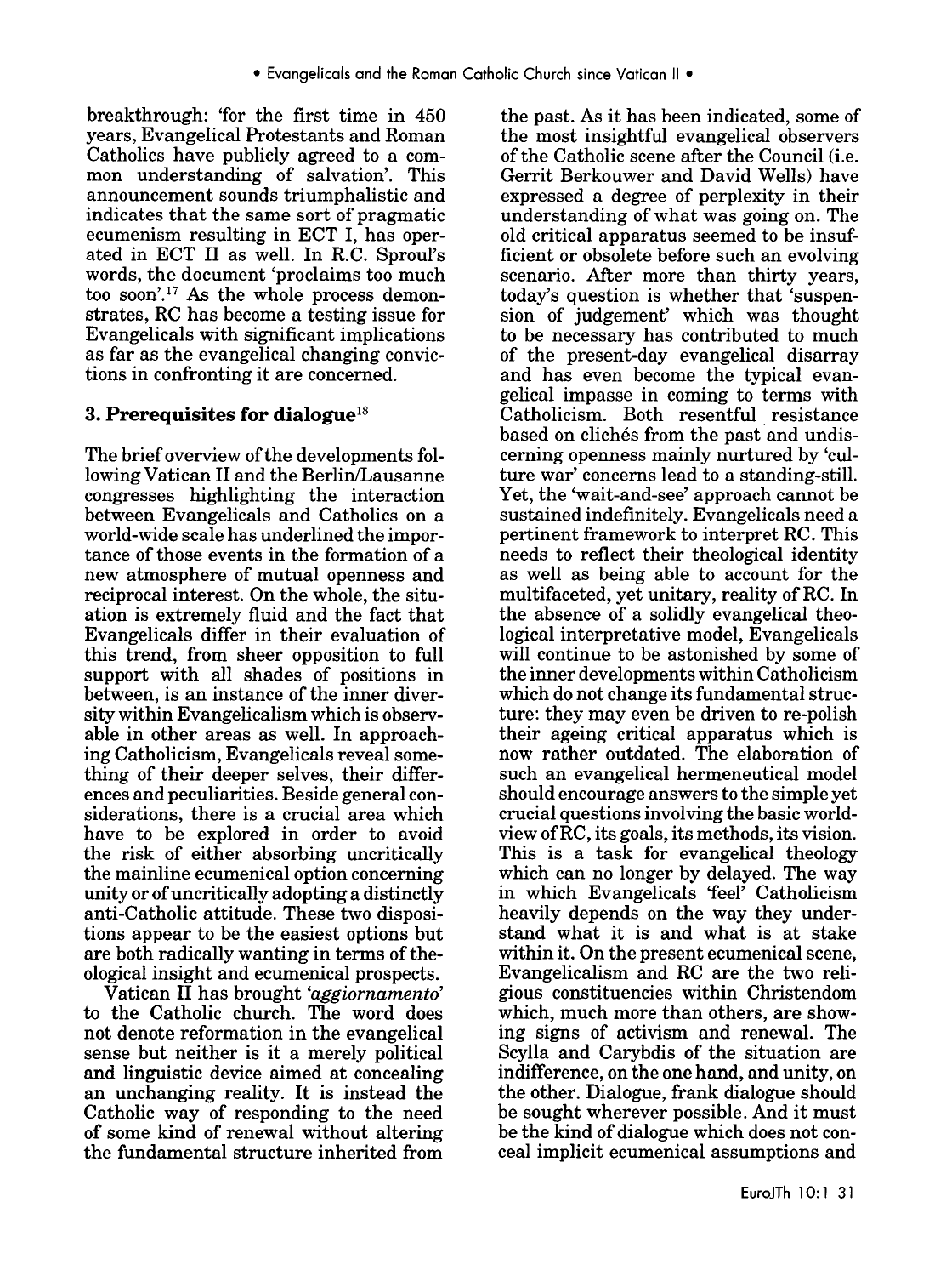breakthrough: 'for the first time in 450 years, Evangelical Protestants and Roman Catholics have publicly agreed to a common understanding of salvation'. This announcement sounds triumphalistic and indicates that the same sort of pragmatic ecumenism resulting in ECT I, has operated in ECT II as well. In R.C. Sproul's words, the document 'proclaims too much too soon'.[17] As the whole process demonstrates, RC has become a testing issue for Evangelicals with significant implications as far as the evangelical changing convictions in confronting it are concerned.

## 3. Prerequisites for dialogue[18]

The brief overview of the developments following Vatican II and the Berlin/Lausanne congresses highlighting the interaction between Evangelicals and Catholics on a world-wide scale has underlined the importance of those events in the formation of a new atmosphere of mutual openness and reciprocal interest. On the whole, the situation is extremely fluid and the fact that Evangelicals differ in their evaluation of this trend, from sheer opposition to full support with all shades of positions in between, is an instance of the inner diversity within Evangelicalism which is observable in other areas as well. In approaching Catholicism, Evangelicals reveal something of their deeper selves, their differences and peculiarities. Beside general considerations, there is a crucial area which have to be explored in order to avoid the risk of either absorbing uncritically the mainline ecumenical option concerning unity or of uncritically adopting a distinctly anti-Catholic attitude. These two dispositions appear to be the easiest options but are both radically wanting in terms of theological insight and ecumenical prospects.

Vatican II has brought *'aggiornamento'* to the Catholic church. The word does not denote reformation in the evangelical sense but neither is it a merely political and linguistic device aimed at concealing an unchanging reality. It is instead the Catholic way of responding to the need of some kind of renewal without altering the fundamental structure inherited from the past. As it has been indicated, some of the most insightful evangelical observers of the Catholic scene after the Council (i.e. Gerrit Berkouwer and David Wells) have expressed a degree of perplexity in their understanding of what was going on. The old critical apparatus seemed to be insufficient or obsolete before such an evolving scenario. After more than thirty years, today's question is whether that 'suspension of judgement' which was thought to be necessary has contributed to much of the present-day evangelical disarray and has even become the typical evangelical impasse in coming to terms with Catholicism. Both resentful resistance based on clichés from the past and undiscerning openness mainly nurtured by 'culture war' concerns lead to a standing-still. Yet, the 'wait-and-see' approach cannot be sustained indefinitely. Evangelicals need a pertinent framework to interpret RC. This needs to reflect their theological identity as well as being able to account for the multifaceted, yet unitary, reality of RC. In the absence of a solidly evangelical theological interpretative model, Evangelicals will continue to be astonished by some of the inner developments within Catholicism which do not change its fundamental structure: they may even be driven to re-polish their ageing critical apparatus which is now rather outdated. The elaboration of such an evangelical hermeneutical model should encourage answers to the simple yet crucial questions involving the basic worldview of RC, its goals, its methods, its vision. This is a task for evangelical theology which can no longer by delayed. The way in which Evangelicals 'feel' Catholicism heavily depends on the way they understand what it is and what is at stake within it. On the present ecumenical scene, Evangelicalism and RC are the two religious constituencies within Christendom which, much more than others, are showing signs of activism and renewal. The Scylla and Carybdis of the situation are indifference, on the one hand, and unity, on the other. Dialogue, frank dialogue should be sought wherever possible. And it must be the kind of dialogue which does not conceal implicit ecumenical assumptions and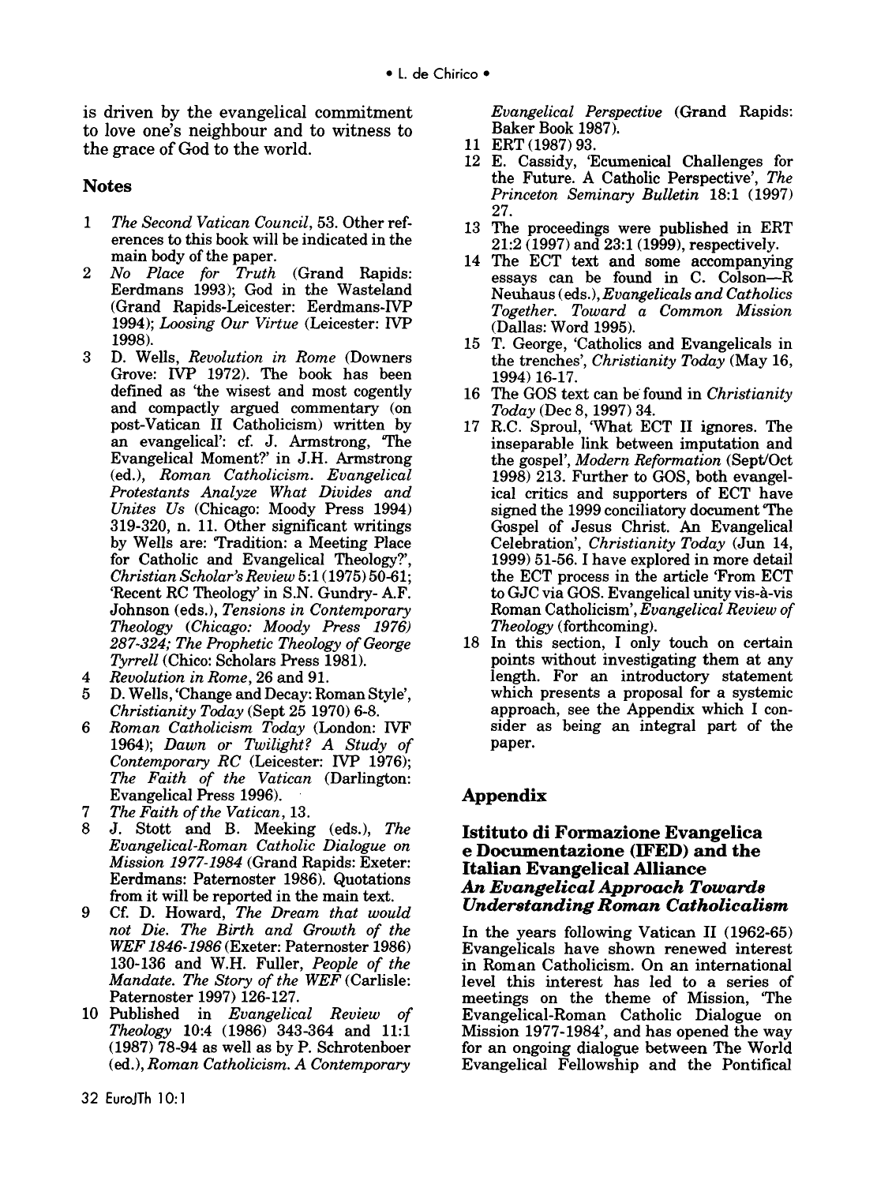is driven by the evangelical commitment to love one's neighbour and to witness to the grace of God to the world.

## Notes

1. *The Second Vatican Council*, 53. Other references to this book will be indicated in the main body of the paper.
2. *No Place for Truth* (Grand Rapids: Eerdmans 1993); God in the Wasteland (Grand Rapids-Leicester: Eerdmans-IVP 1994); *Loosing Our Virtue* (Leicester: IVP 1998).
3. D. Wells, *Revolution in Rome* (Downers Grove: IVP 1972). The book has been defined as 'the wisest and most cogently and compactly argued commentary (on post-Vatican II Catholicism) written by an evangelical': cf. J. Armstrong, 'The Evangelical Moment?' in J.H. Armstrong (ed.), *Roman Catholicism. Evangelical Protestants Analyze What Divides and Unites Us* (Chicago: Moody Press 1994) 319-320, n. 11. Other significant writings by Wells are: 'Tradition: a Meeting Place for Catholic and Evangelical Theology?', *Christian Scholar's Review* 5:1 (1975) 50-61; 'Recent RC Theology' in S.N. Gundry- A.F. Johnson (eds.), *Tensions in Contemporary Theology (Chicago: Moody Press 1976) 287-324; The Prophetic Theology of George Tyrrell* (Chico: Scholars Press 1981).
4. *Revolution in Rome*, 26 and 91.
5. D. Wells, 'Change and Decay: Roman Style', *Christianity Today* (Sept 25 1970) 6-8.
6. *Roman Catholicism Today* (London: IVF 1964); *Dawn or Twilight? A Study of Contemporary RC* (Leicester: IVP 1976); *The Faith of the Vatican* (Darlington: Evangelical Press 1996).
7. *The Faith of the Vatican*, 13.
8. J. Stott and B. Meeking (eds.), *The Evangelical-Roman Catholic Dialogue on Mission 1977-1984* (Grand Rapids: Exeter: Eerdmans: Paternoster 1986). Quotations from it will be reported in the main text.
9. Cf. D. Howard, *The Dream that would not Die. The Birth and Growth of the WEF 1846-1986* (Exeter: Paternoster 1986) 130-136 and W.H. Fuller, *People of the Mandate. The Story of the WEF* (Carlisle: Paternoster 1997) 126-127.
10. Published in *Evangelical Review of Theology* 10:4 (1986) 343-364 and 11:1 (1987) 78-94 as well as by P. Schrotenboer (ed.), *Roman Catholicism. A Contemporary Evangelical Perspective* (Grand Rapids: Baker Book 1987).
11. ERT (1987) 93.
12. E. Cassidy, 'Ecumenical Challenges for the Future. A Catholic Perspective', *The Princeton Seminary Bulletin* 18:1 (1997) 27.
13. The proceedings were published in ERT 21:2 (1997) and 23:1 (1999), respectively.
14. The ECT text and some accompanying essays can be found in C. Colson—R Neuhaus (eds.), *Evangelicals and Catholics Together. Toward a Common Mission* (Dallas: Word 1995).
15. T. George, 'Catholics and Evangelicals in the trenches', *Christianity Today* (May 16, 1994) 16-17.
16. The GOS text can be found in *Christianity Today* (Dec 8, 1997) 34.
17. R.C. Sproul, 'What ECT II ignores. The inseparable link between imputation and the gospel', *Modern Reformation* (Sept/Oct 1998) 213. Further to GOS, both evangelical critics and supporters of ECT have signed the 1999 conciliatory document 'The Gospel of Jesus Christ. An Evangelical Celebration', *Christianity Today* (Jun 14, 1999) 51-56. I have explored in more detail the ECT process in the article 'From ECT to GJC via GOS. Evangelical unity vis-à-vis Roman Catholicism', *Evangelical Review of Theology* (forthcoming).
18. In this section, I only touch on certain points without investigating them at any length. For an introductory statement which presents a proposal for a systemic approach, see the Appendix which I consider as being an integral part of the paper.

## Appendix

### Istituto di Formazione Evangelica e Documentazione (IFED) and the Italian Evangelical Alliance
### *An Evangelical Approach Towards Understanding Roman Catholicalism*

In the years following Vatican II (1962-65) Evangelicals have shown renewed interest in Roman Catholicism. On an international level this interest has led to a series of meetings on the theme of Mission, 'The Evangelical-Roman Catholic Dialogue on Mission 1977-1984', and has opened the way for an ongoing dialogue between The World Evangelical Fellowship and the Pontifical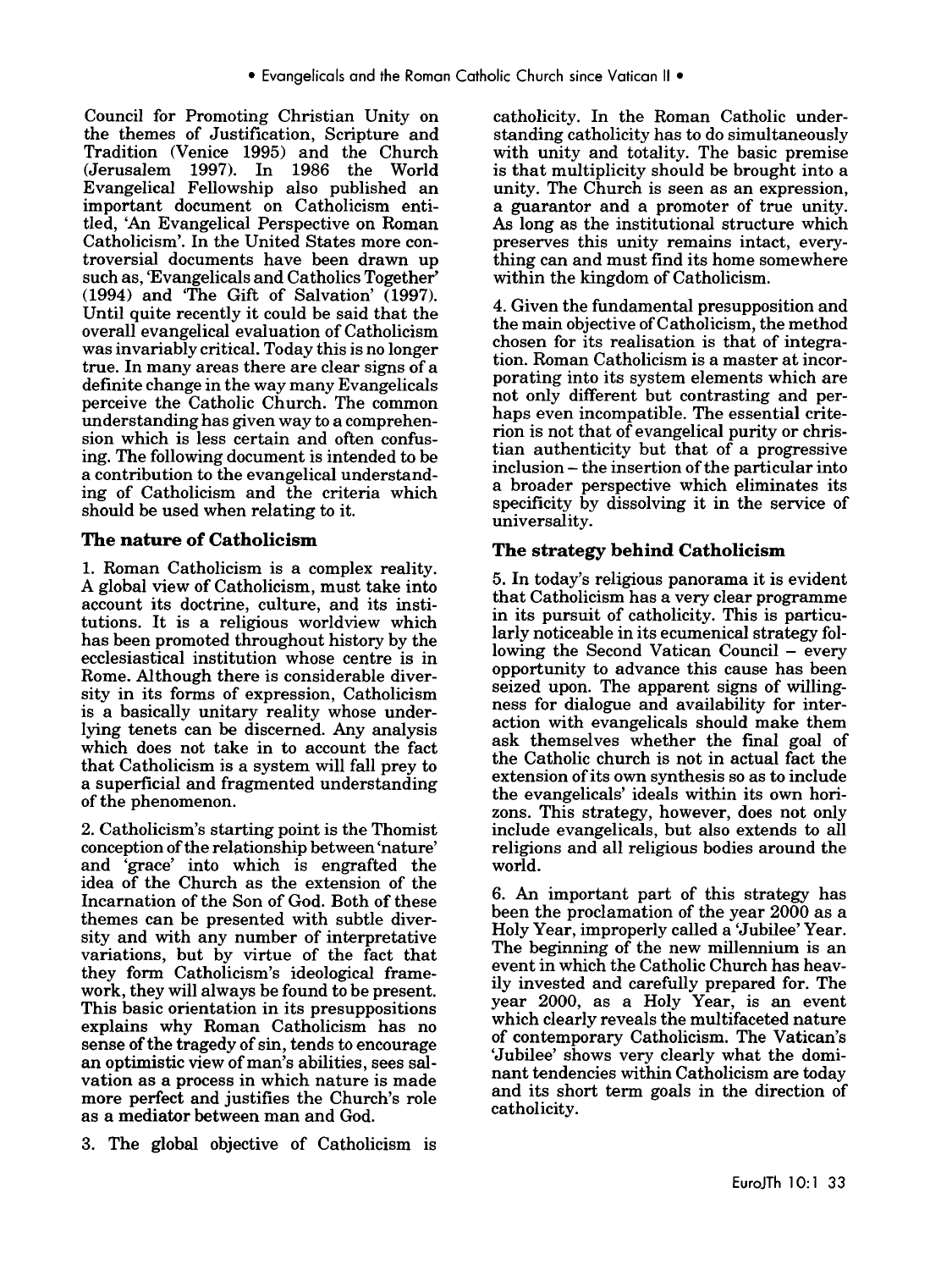Council for Promoting Christian Unity on the themes of Justification, Scripture and Tradition (Venice 1995) and the Church (Jerusalem 1997). In 1986 the World Evangelical Fellowship also published an important document on Catholicism entitled, 'An Evangelical Perspective on Roman Catholicism'. In the United States more controversial documents have been drawn up such as, 'Evangelicals and Catholics Together' (1994) and 'The Gift of Salvation' (1997). Until quite recently it could be said that the overall evangelical evaluation of Catholicism was invariably critical. Today this is no longer true. In many areas there are clear signs of a definite change in the way many Evangelicals perceive the Catholic Church. The common understanding has given way to a comprehension which is less certain and often confusing. The following document is intended to be a contribution to the evangelical understanding of Catholicism and the criteria which should be used when relating to it.

## The nature of Catholicism

1. Roman Catholicism is a complex reality. A global view of Catholicism, must take into account its doctrine, culture, and its institutions. It is a religious worldview which has been promoted throughout history by the ecclesiastical institution whose centre is in Rome. Although there is considerable diversity in its forms of expression, Catholicism is a basically unitary reality whose underlying tenets can be discerned. Any analysis which does not take in to account the fact that Catholicism is a system will fall prey to a superficial and fragmented understanding of the phenomenon.

2. Catholicism's starting point is the Thomist conception of the relationship between 'nature' and 'grace' into which is engrafted the idea of the Church as the extension of the Incarnation of the Son of God. Both of these themes can be presented with subtle diversity and with any number of interpretative variations, but by virtue of the fact that they form Catholicism's ideological framework, they will always be found to be present. This basic orientation in its presuppositions explains why Roman Catholicism has no sense of the tragedy of sin, tends to encourage an optimistic view of man's abilities, sees salvation as a process in which nature is made more perfect and justifies the Church's role as a mediator between man and God.

3. The global objective of Catholicism is catholicity. In the Roman Catholic understanding catholicity has to do simultaneously with unity and totality. The basic premise is that multiplicity should be brought into a unity. The Church is seen as an expression, a guarantor and a promoter of true unity. As long as the institutional structure which preserves this unity remains intact, everything can and must find its home somewhere within the kingdom of Catholicism.

4. Given the fundamental presupposition and the main objective of Catholicism, the method chosen for its realisation is that of integration. Roman Catholicism is a master at incorporating into its system elements which are not only different but contrasting and perhaps even incompatible. The essential criterion is not that of evangelical purity or christian authenticity but that of a progressive inclusion – the insertion of the particular into a broader perspective which eliminates its specificity by dissolving it in the service of universality.

## The strategy behind Catholicism

5. In today's religious panorama it is evident that Catholicism has a very clear programme in its pursuit of catholicity. This is particularly noticeable in its ecumenical strategy following the Second Vatican Council – every opportunity to advance this cause has been seized upon. The apparent signs of willingness for dialogue and availability for interaction with evangelicals should make them ask themselves whether the final goal of the Catholic church is not in actual fact the extension of its own synthesis so as to include the evangelicals' ideals within its own horizons. This strategy, however, does not only include evangelicals, but also extends to all religions and all religious bodies around the world.

6. An important part of this strategy has been the proclamation of the year 2000 as a Holy Year, improperly called a 'Jubilee' Year. The beginning of the new millennium is an event in which the Catholic Church has heavily invested and carefully prepared for. The year 2000, as a Holy Year, is an event which clearly reveals the multifaceted nature of contemporary Catholicism. The Vatican's 'Jubilee' shows very clearly what the dominant tendencies within Catholicism are today and its short term goals in the direction of catholicity.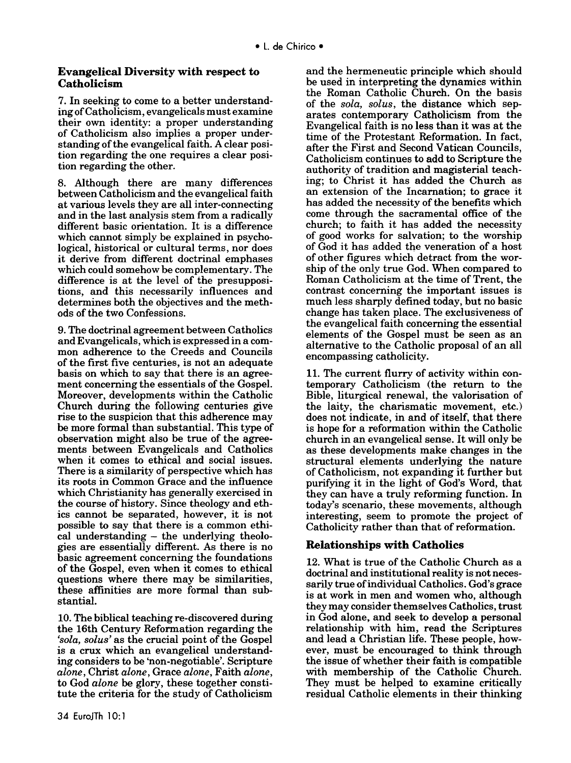## Evangelical Diversity with respect to Catholicism

7. In seeking to come to a better understanding of Catholicism, evangelicals must examine their own identity: a proper understanding of Catholicism also implies a proper understanding of the evangelical faith. A clear position regarding the one requires a clear position regarding the other.

8. Although there are many differences between Catholicism and the evangelical faith at various levels they are all inter-connecting and in the last analysis stem from a radically different basic orientation. It is a difference which cannot simply be explained in psychological, historical or cultural terms, nor does it derive from different doctrinal emphases which could somehow be complementary. The difference is at the level of the presuppositions, and this necessarily influences and determines both the objectives and the methods of the two Confessions.

9. The doctrinal agreement between Catholics and Evangelicals, which is expressed in a common adherence to the Creeds and Councils of the first five centuries, is not an adequate basis on which to say that there is an agreement concerning the essentials of the Gospel. Moreover, developments within the Catholic Church during the following centuries give rise to the suspicion that this adherence may be more formal than substantial. This type of observation might also be true of the agreements between Evangelicals and Catholics when it comes to ethical and social issues. There is a similarity of perspective which has its roots in Common Grace and the influence which Christianity has generally exercised in the course of history. Since theology and ethics cannot be separated, however, it is not possible to say that there is a common ethical understanding – the underlying theologies are essentially different. As there is no basic agreement concerning the foundations of the Gospel, even when it comes to ethical questions where there may be similarities, these affinities are more formal than substantial.

10. The biblical teaching re-discovered during the 16th Century Reformation regarding the *'sola, solus'* as the crucial point of the Gospel is a crux which an evangelical understanding considers to be 'non-negotiable'. Scripture *alone*, Christ *alone*, Grace *alone*, Faith *alone*, to God *alone* be glory, these together constitute the criteria for the study of Catholicism and the hermeneutic principle which should be used in interpreting the dynamics within the Roman Catholic Church. On the basis of the *sola, solus*, the distance which separates contemporary Catholicism from the Evangelical faith is no less than it was at the time of the Protestant Reformation. In fact, after the First and Second Vatican Councils, Catholicism continues to add to Scripture the authority of tradition and magisterial teaching; to Christ it has added the Church as an extension of the Incarnation; to grace it has added the necessity of the benefits which come through the sacramental office of the church; to faith it has added the necessity of good works for salvation; to the worship of God it has added the veneration of a host of other figures which detract from the worship of the only true God. When compared to Roman Catholicism at the time of Trent, the contrast concerning the important issues is much less sharply defined today, but no basic change has taken place. The exclusiveness of the evangelical faith concerning the essential elements of the Gospel must be seen as an alternative to the Catholic proposal of an all encompassing catholicity.

11. The current flurry of activity within contemporary Catholicism (the return to the Bible, liturgical renewal, the valorisation of the laity, the charismatic movement, etc.) does not indicate, in and of itself, that there is hope for a reformation within the Catholic church in an evangelical sense. It will only be as these developments make changes in the structural elements underlying the nature of Catholicism, not expanding it further but purifying it in the light of God's Word, that they can have a truly reforming function. In today's scenario, these movements, although interesting, seem to promote the project of Catholicity rather than that of reformation.

## Relationships with Catholics

12. What is true of the Catholic Church as a doctrinal and institutional reality is not necessarily true of individual Catholics. God's grace is at work in men and women who, although they may consider themselves Catholics, trust in God alone, and seek to develop a personal relationship with him, read the Scriptures and lead a Christian life. These people, however, must be encouraged to think through the issue of whether their faith is compatible with membership of the Catholic Church. They must be helped to examine critically residual Catholic elements in their thinking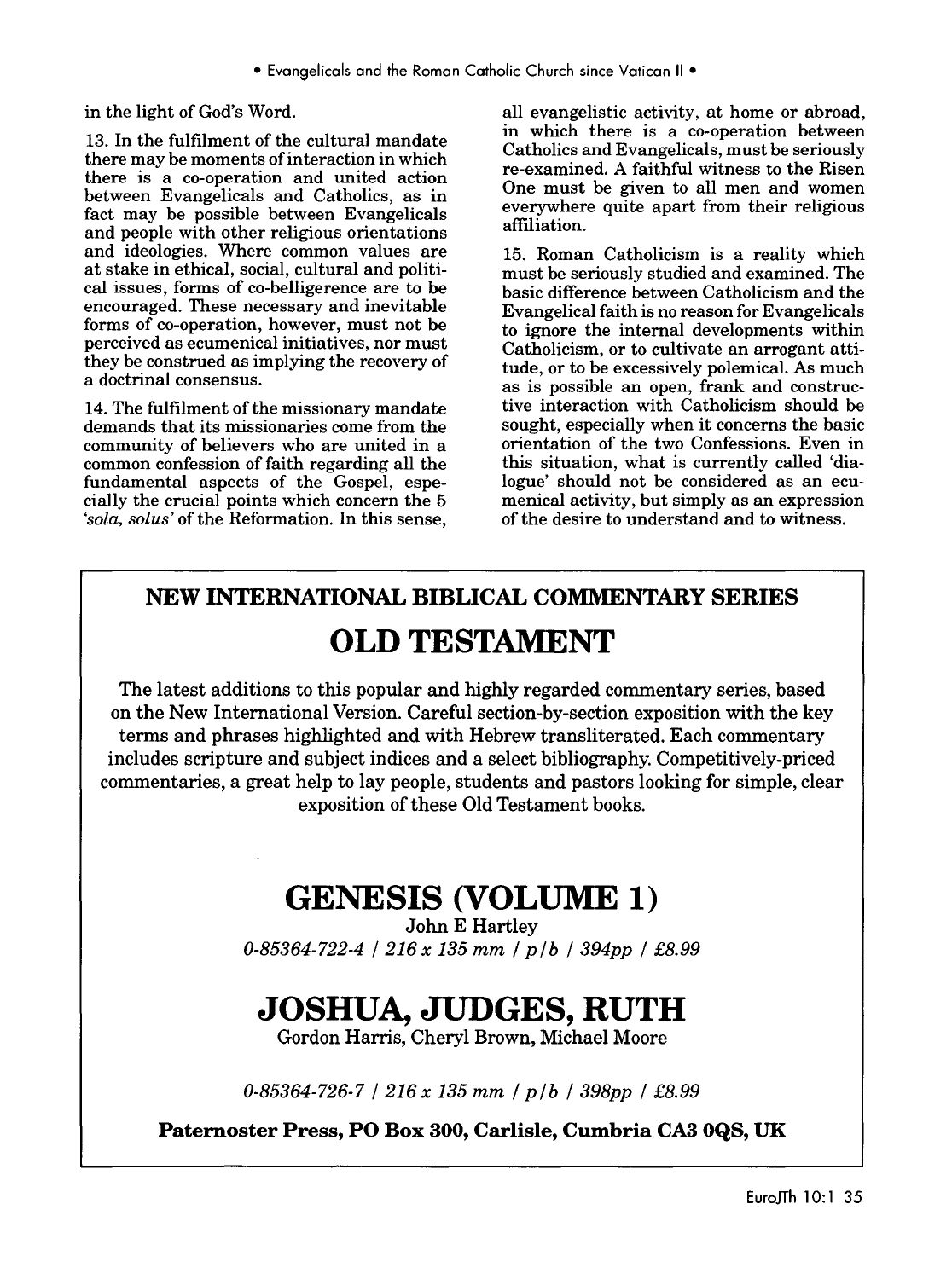in the light of God's Word.

13. In the fulfilment of the cultural mandate there may be moments of interaction in which there is a co-operation and united action between Evangelicals and Catholics, as in fact may be possible between Evangelicals and people with other religious orientations and ideologies. Where common values are at stake in ethical, social, cultural and political issues, forms of co-belligerence are to be encouraged. These necessary and inevitable forms of co-operation, however, must not be perceived as ecumenical initiatives, nor must they be construed as implying the recovery of a doctrinal consensus.

14. The fulfilment of the missionary mandate demands that its missionaries come from the community of believers who are united in a common confession of faith regarding all the fundamental aspects of the Gospel, especially the crucial points which concern the 5 *'sola, solus'* of the Reformation. In this sense, all evangelistic activity, at home or abroad, in which there is a co-operation between Catholics and Evangelicals, must be seriously re-examined. A faithful witness to the Risen One must be given to all men and women everywhere quite apart from their religious affiliation.

15. Roman Catholicism is a reality which must be seriously studied and examined. The basic difference between Catholicism and the Evangelical faith is no reason for Evangelicals to ignore the internal developments within Catholicism, or to cultivate an arrogant attitude, or to be excessively polemical. As much as is possible an open, frank and constructive interaction with Catholicism should be sought, especially when it concerns the basic orientation of the two Confessions. Even in this situation, what is currently called 'dialogue' should not be considered as an ecumenical activity, but simply as an expression of the desire to understand and to witness.

**NEW INTERNATIONAL BIBLICAL COMMENTARY SERIES**

# OLD TESTAMENT

The latest additions to this popular and highly regarded commentary series, based on the New International Version. Careful section-by-section exposition with the key terms and phrases highlighted and with Hebrew transliterated. Each commentary includes scripture and subject indices and a select bibliography. Competitively-priced commentaries, a great help to lay people, students and pastors looking for simple, clear exposition of these Old Testament books.

## GENESIS (VOLUME 1)

John E Hartley

*0-85364-722-4 / 216 x 135 mm / p/b / 394pp / £8.99*

## JOSHUA, JUDGES, RUTH

Gordon Harris, Cheryl Brown, Michael Moore

*0-85364-726-7 / 216 x 135 mm / p/b / 398pp / £8.99*

**Paternoster Press, PO Box 300, Carlisle, Cumbria CA3 0QS, UK**